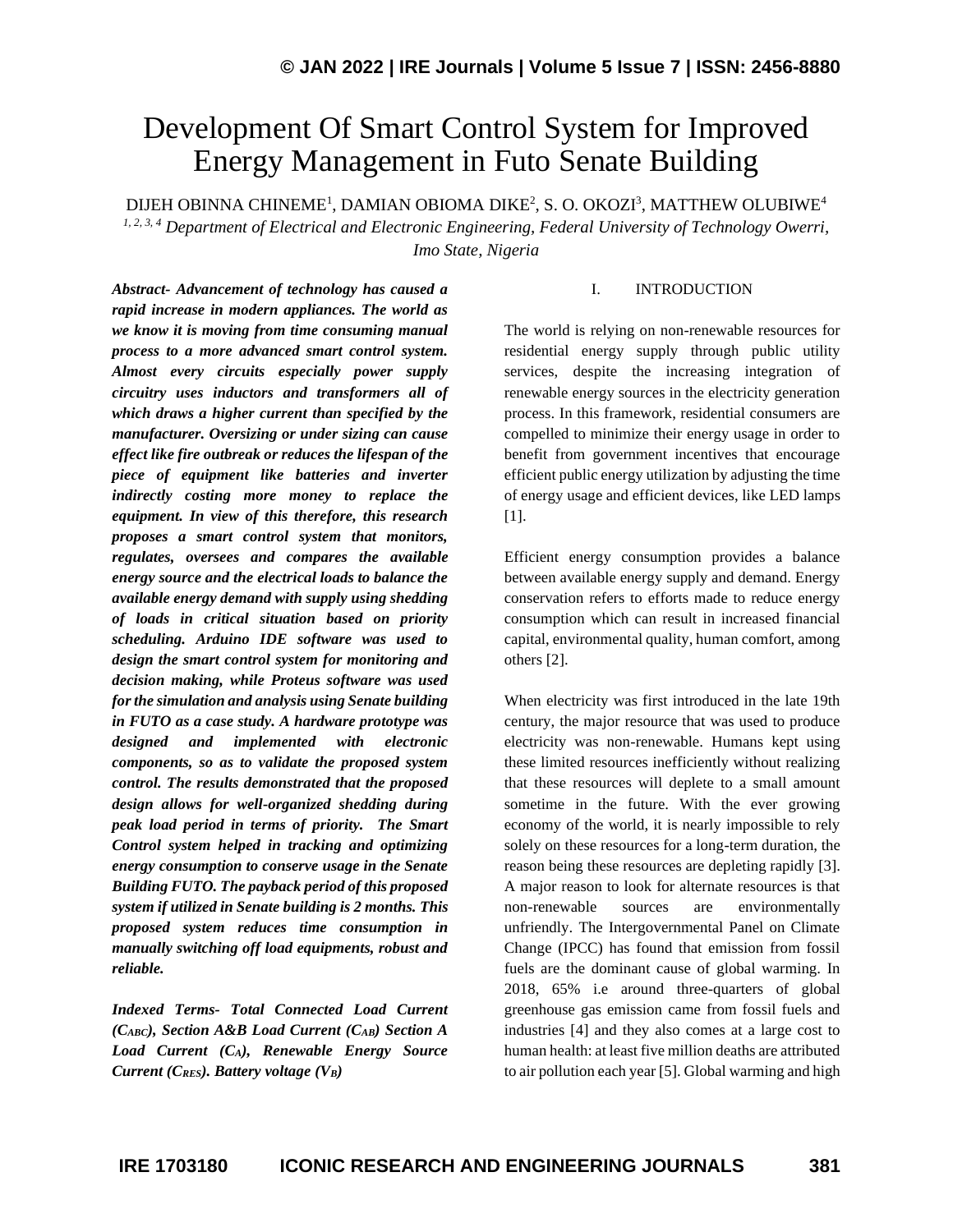# Development Of Smart Control System for Improved Energy Management in Futo Senate Building

DIJEH OBINNA CHINEME[1], DAMIAN OBIOMA DIKE[2], S. O. OKOZI[3], MATTHEW OLUBIWE[4]

*[1, 2, 3, 4] Department of Electrical and Electronic Engineering, Federal University of Technology Owerri, Imo State, Nigeria*

***Abstract- Advancement of technology has caused a rapid increase in modern appliances. The world as we know it is moving from time consuming manual process to a more advanced smart control system. Almost every circuits especially power supply circuitry uses inductors and transformers all of which draws a higher current than specified by the manufacturer. Oversizing or under sizing can cause effect like fire outbreak or reduces the lifespan of the piece of equipment like batteries and inverter indirectly costing more money to replace the equipment. In view of this therefore, this research proposes a smart control system that monitors, regulates, oversees and compares the available energy source and the electrical loads to balance the available energy demand with supply using shedding of loads in critical situation based on priority scheduling. Arduino IDE software was used to design the smart control system for monitoring and decision making, while Proteus software was used for the simulation and analysis using Senate building in FUTO as a case study. A hardware prototype was designed and implemented with electronic components, so as to validate the proposed system control. The results demonstrated that the proposed design allows for well-organized shedding during peak load period in terms of priority. The Smart Control system helped in tracking and optimizing energy consumption to conserve usage in the Senate Building FUTO. The payback period of this proposed system if utilized in Senate building is 2 months. This proposed system reduces time consumption in manually switching off load equipments, robust and reliable.***

***Indexed Terms- Total Connected Load Current ($C_{ABC}$), Section A&B Load Current ($C_{AB}$) Section A Load Current ($C_A$), Renewable Energy Source Current ($C_{RES}$). Battery voltage ($V_B$)***

## I. INTRODUCTION

The world is relying on non-renewable resources for residential energy supply through public utility services, despite the increasing integration of renewable energy sources in the electricity generation process. In this framework, residential consumers are compelled to minimize their energy usage in order to benefit from government incentives that encourage efficient public energy utilization by adjusting the time of energy usage and efficient devices, like LED lamps [1].

Efficient energy consumption provides a balance between available energy supply and demand. Energy conservation refers to efforts made to reduce energy consumption which can result in increased financial capital, environmental quality, human comfort, among others [2].

When electricity was first introduced in the late 19th century, the major resource that was used to produce electricity was non-renewable. Humans kept using these limited resources inefficiently without realizing that these resources will deplete to a small amount sometime in the future. With the ever growing economy of the world, it is nearly impossible to rely solely on these resources for a long-term duration, the reason being these resources are depleting rapidly [3]. A major reason to look for alternate resources is that non-renewable sources are environmentally unfriendly. The Intergovernmental Panel on Climate Change (IPCC) has found that emission from fossil fuels are the dominant cause of global warming. In 2018, 65% i.e around three-quarters of global greenhouse gas emission came from fossil fuels and industries [4] and they also comes at a large cost to human health: at least five million deaths are attributed to air pollution each year [5]. Global warming and high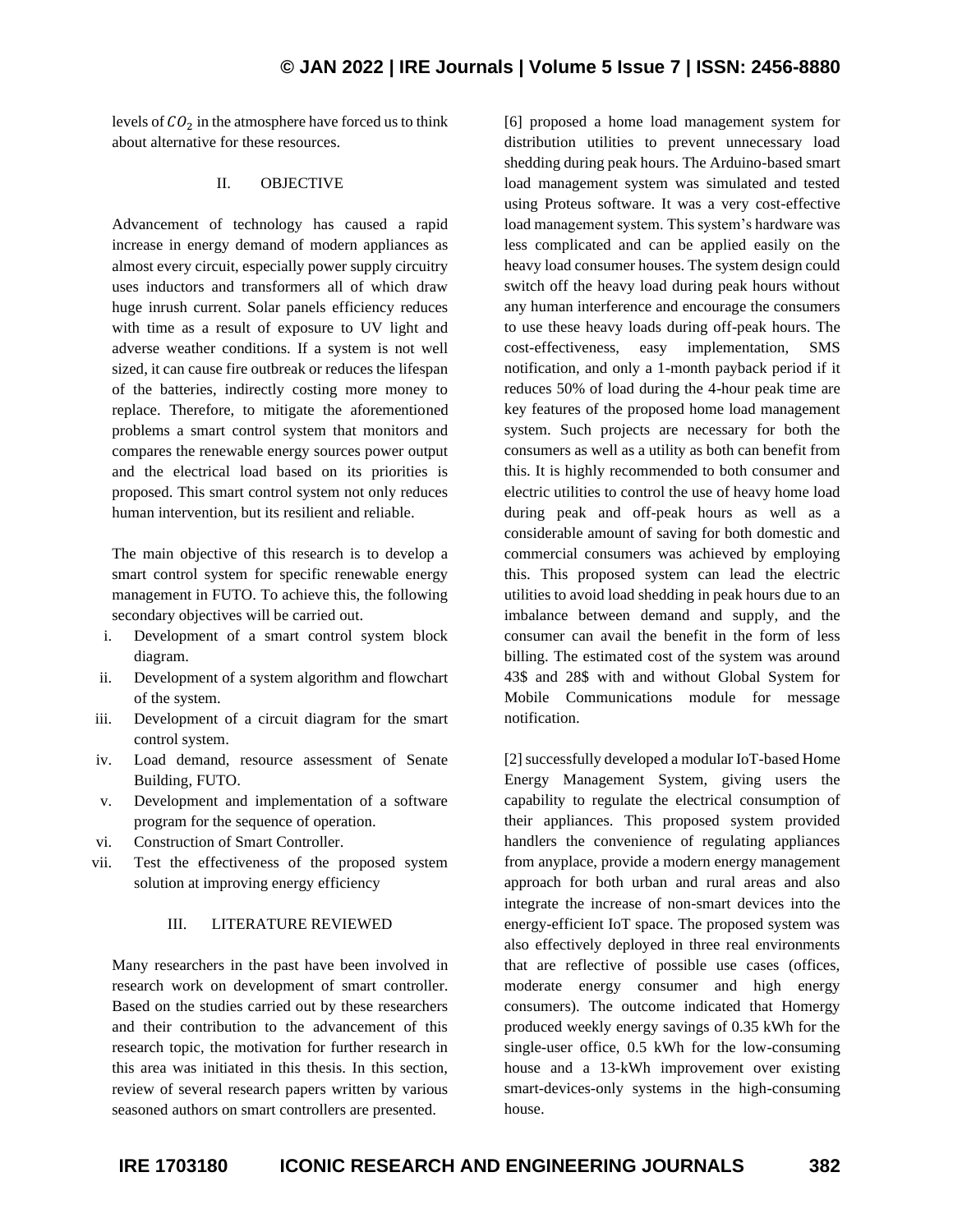levels of $CO_2$ in the atmosphere have forced us to think about alternative for these resources.

## II. OBJECTIVE

Advancement of technology has caused a rapid increase in energy demand of modern appliances as almost every circuit, especially power supply circuitry uses inductors and transformers all of which draw huge inrush current. Solar panels efficiency reduces with time as a result of exposure to UV light and adverse weather conditions. If a system is not well sized, it can cause fire outbreak or reduces the lifespan of the batteries, indirectly costing more money to replace. Therefore, to mitigate the aforementioned problems a smart control system that monitors and compares the renewable energy sources power output and the electrical load based on its priorities is proposed. This smart control system not only reduces human intervention, but its resilient and reliable.

The main objective of this research is to develop a smart control system for specific renewable energy management in FUTO. To achieve this, the following secondary objectives will be carried out.

i. Development of a smart control system block diagram.
ii. Development of a system algorithm and flowchart of the system.
iii. Development of a circuit diagram for the smart control system.
iv. Load demand, resource assessment of Senate Building, FUTO.
v. Development and implementation of a software program for the sequence of operation.
vi. Construction of Smart Controller.
vii. Test the effectiveness of the proposed system solution at improving energy efficiency

## III. LITERATURE REVIEWED

Many researchers in the past have been involved in research work on development of smart controller. Based on the studies carried out by these researchers and their contribution to the advancement of this research topic, the motivation for further research in this area was initiated in this thesis. In this section, review of several research papers written by various seasoned authors on smart controllers are presented.

[6] proposed a home load management system for distribution utilities to prevent unnecessary load shedding during peak hours. The Arduino-based smart load management system was simulated and tested using Proteus software. It was a very cost-effective load management system. This system's hardware was less complicated and can be applied easily on the heavy load consumer houses. The system design could switch off the heavy load during peak hours without any human interference and encourage the consumers to use these heavy loads during off-peak hours. The cost-effectiveness, easy implementation, SMS notification, and only a 1-month payback period if it reduces 50% of load during the 4-hour peak time are key features of the proposed home load management system. Such projects are necessary for both the consumers as well as a utility as both can benefit from this. It is highly recommended to both consumer and electric utilities to control the use of heavy home load during peak and off-peak hours as well as a considerable amount of saving for both domestic and commercial consumers was achieved by employing this. This proposed system can lead the electric utilities to avoid load shedding in peak hours due to an imbalance between demand and supply, and the consumer can avail the benefit in the form of less billing. The estimated cost of the system was around 43$ and 28$ with and without Global System for Mobile Communications module for message notification.

[2] successfully developed a modular IoT-based Home Energy Management System, giving users the capability to regulate the electrical consumption of their appliances. This proposed system provided handlers the convenience of regulating appliances from anyplace, provide a modern energy management approach for both urban and rural areas and also integrate the increase of non-smart devices into the energy-efficient IoT space. The proposed system was also effectively deployed in three real environments that are reflective of possible use cases (offices, moderate energy consumer and high energy consumers). The outcome indicated that Homergy produced weekly energy savings of 0.35 kWh for the single-user office, 0.5 kWh for the low-consuming house and a 13-kWh improvement over existing smart-devices-only systems in the high-consuming house.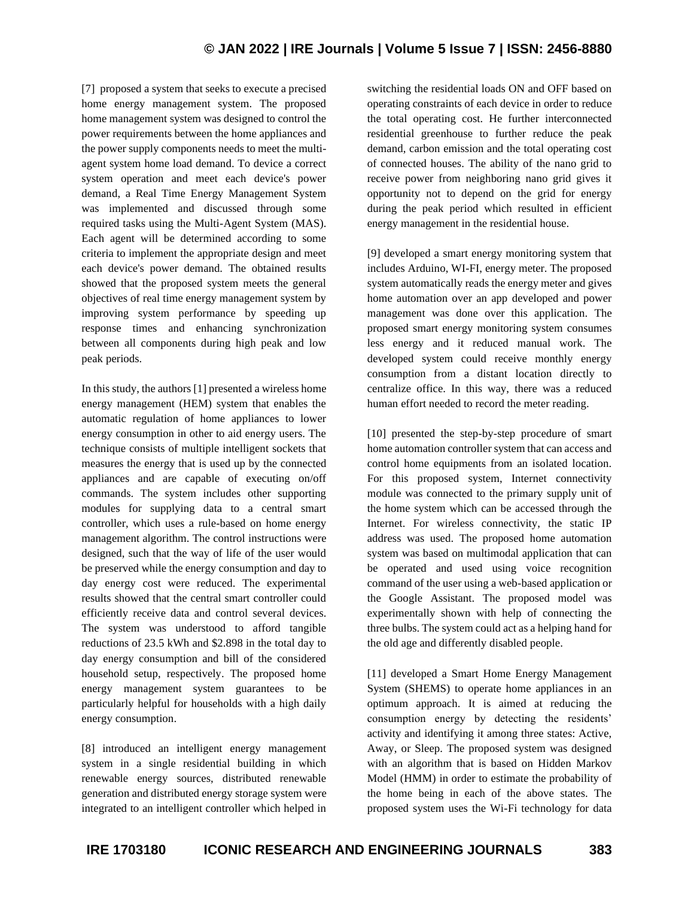[7] proposed a system that seeks to execute a precised home energy management system. The proposed home management system was designed to control the power requirements between the home appliances and the power supply components needs to meet the multi-agent system home load demand. To device a correct system operation and meet each device's power demand, a Real Time Energy Management System was implemented and discussed through some required tasks using the Multi-Agent System (MAS). Each agent will be determined according to some criteria to implement the appropriate design and meet each device's power demand. The obtained results showed that the proposed system meets the general objectives of real time energy management system by improving system performance by speeding up response times and enhancing synchronization between all components during high peak and low peak periods.

In this study, the authors [1] presented a wireless home energy management (HEM) system that enables the automatic regulation of home appliances to lower energy consumption in other to aid energy users. The technique consists of multiple intelligent sockets that measures the energy that is used up by the connected appliances and are capable of executing on/off commands. The system includes other supporting modules for supplying data to a central smart controller, which uses a rule-based on home energy management algorithm. The control instructions were designed, such that the way of life of the user would be preserved while the energy consumption and day to day energy cost were reduced. The experimental results showed that the central smart controller could efficiently receive data and control several devices. The system was understood to afford tangible reductions of 23.5 kWh and $2.898 in the total day to day energy consumption and bill of the considered household setup, respectively. The proposed home energy management system guarantees to be particularly helpful for households with a high daily energy consumption.

[8] introduced an intelligent energy management system in a single residential building in which renewable energy sources, distributed renewable generation and distributed energy storage system were integrated to an intelligent controller which helped in switching the residential loads ON and OFF based on operating constraints of each device in order to reduce the total operating cost. He further interconnected residential greenhouse to further reduce the peak demand, carbon emission and the total operating cost of connected houses. The ability of the nano grid to receive power from neighboring nano grid gives it opportunity not to depend on the grid for energy during the peak period which resulted in efficient energy management in the residential house.

[9] developed a smart energy monitoring system that includes Arduino, WI-FI, energy meter. The proposed system automatically reads the energy meter and gives home automation over an app developed and power management was done over this application. The proposed smart energy monitoring system consumes less energy and it reduced manual work. The developed system could receive monthly energy consumption from a distant location directly to centralize office. In this way, there was a reduced human effort needed to record the meter reading.

[10] presented the step-by-step procedure of smart home automation controller system that can access and control home equipments from an isolated location. For this proposed system, Internet connectivity module was connected to the primary supply unit of the home system which can be accessed through the Internet. For wireless connectivity, the static IP address was used. The proposed home automation system was based on multimodal application that can be operated and used using voice recognition command of the user using a web-based application or the Google Assistant. The proposed model was experimentally shown with help of connecting the three bulbs. The system could act as a helping hand for the old age and differently disabled people.

[11] developed a Smart Home Energy Management System (SHEMS) to operate home appliances in an optimum approach. It is aimed at reducing the consumption energy by detecting the residents' activity and identifying it among three states: Active, Away, or Sleep. The proposed system was designed with an algorithm that is based on Hidden Markov Model (HMM) in order to estimate the probability of the home being in each of the above states. The proposed system uses the Wi-Fi technology for data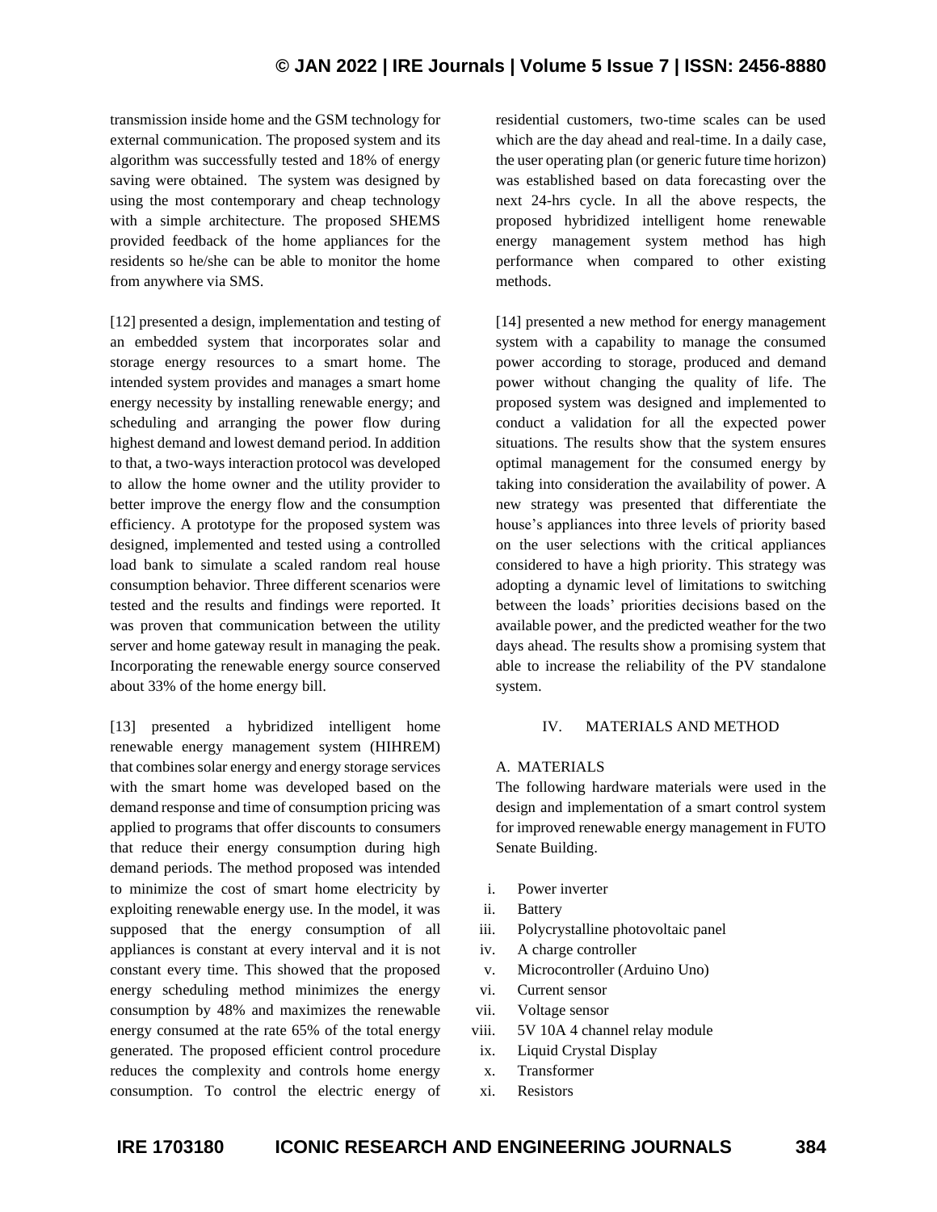transmission inside home and the GSM technology for external communication. The proposed system and its algorithm was successfully tested and 18% of energy saving were obtained. The system was designed by using the most contemporary and cheap technology with a simple architecture. The proposed SHEMS provided feedback of the home appliances for the residents so he/she can be able to monitor the home from anywhere via SMS.

[12] presented a design, implementation and testing of an embedded system that incorporates solar and storage energy resources to a smart home. The intended system provides and manages a smart home energy necessity by installing renewable energy; and scheduling and arranging the power flow during highest demand and lowest demand period. In addition to that, a two-ways interaction protocol was developed to allow the home owner and the utility provider to better improve the energy flow and the consumption efficiency. A prototype for the proposed system was designed, implemented and tested using a controlled load bank to simulate a scaled random real house consumption behavior. Three different scenarios were tested and the results and findings were reported. It was proven that communication between the utility server and home gateway result in managing the peak. Incorporating the renewable energy source conserved about 33% of the home energy bill.

[13] presented a hybridized intelligent home renewable energy management system (HIHREM) that combines solar energy and energy storage services with the smart home was developed based on the demand response and time of consumption pricing was applied to programs that offer discounts to consumers that reduce their energy consumption during high demand periods. The method proposed was intended to minimize the cost of smart home electricity by exploiting renewable energy use. In the model, it was supposed that the energy consumption of all appliances is constant at every interval and it is not constant every time. This showed that the proposed energy scheduling method minimizes the energy consumption by 48% and maximizes the renewable energy consumed at the rate 65% of the total energy generated. The proposed efficient control procedure reduces the complexity and controls home energy consumption. To control the electric energy of residential customers, two-time scales can be used which are the day ahead and real-time. In a daily case, the user operating plan (or generic future time horizon) was established based on data forecasting over the next 24-hrs cycle. In all the above respects, the proposed hybridized intelligent home renewable energy management system method has high performance when compared to other existing methods.

[14] presented a new method for energy management system with a capability to manage the consumed power according to storage, produced and demand power without changing the quality of life. The proposed system was designed and implemented to conduct a validation for all the expected power situations. The results show that the system ensures optimal management for the consumed energy by taking into consideration the availability of power. A new strategy was presented that differentiate the house's appliances into three levels of priority based on the user selections with the critical appliances considered to have a high priority. This strategy was adopting a dynamic level of limitations to switching between the loads' priorities decisions based on the available power, and the predicted weather for the two days ahead. The results show a promising system that able to increase the reliability of the PV standalone system.

## IV. MATERIALS AND METHOD

### A. MATERIALS

The following hardware materials were used in the design and implementation of a smart control system for improved renewable energy management in FUTO Senate Building.

i. Power inverter
ii. Battery
iii. Polycrystalline photovoltaic panel
iv. A charge controller
v. Microcontroller (Arduino Uno)
vi. Current sensor
vii. Voltage sensor
viii. 5V 10A 4 channel relay module
ix. Liquid Crystal Display
x. Transformer
xi. Resistors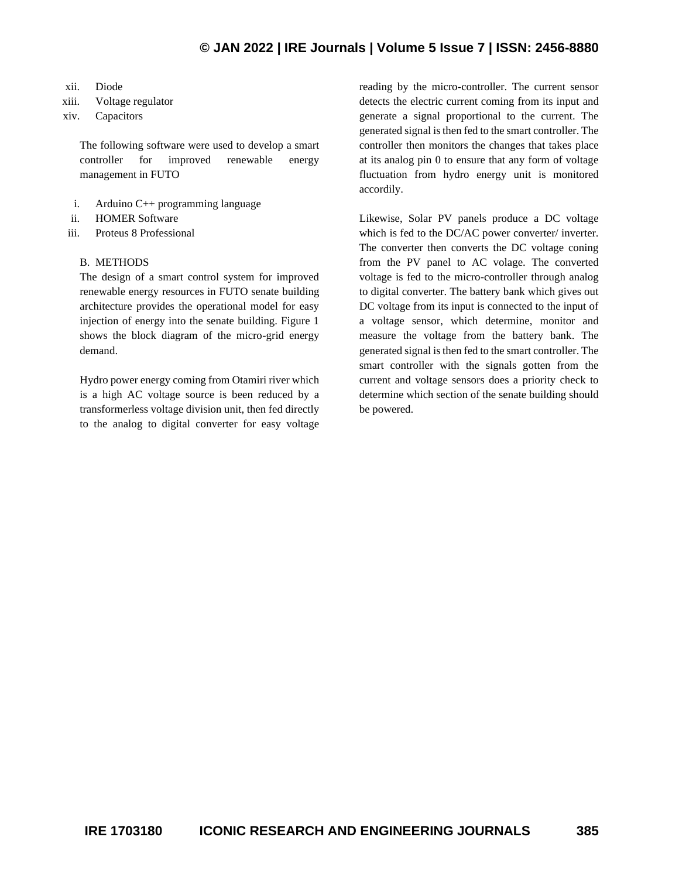xii. Diode
xiii. Voltage regulator
xiv. Capacitors

The following software were used to develop a smart controller for improved renewable energy management in FUTO

i. Arduino C++ programming language
ii. HOMER Software
iii. Proteus 8 Professional

### B. METHODS

The design of a smart control system for improved renewable energy resources in FUTO senate building architecture provides the operational model for easy injection of energy into the senate building. Figure 1 shows the block diagram of the micro-grid energy demand.

Hydro power energy coming from Otamiri river which is a high AC voltage source is been reduced by a transformerless voltage division unit, then fed directly to the analog to digital converter for easy voltage reading by the micro-controller. The current sensor detects the electric current coming from its input and generate a signal proportional to the current. The generated signal is then fed to the smart controller. The controller then monitors the changes that takes place at its analog pin 0 to ensure that any form of voltage fluctuation from hydro energy unit is monitored accordily.

Likewise, Solar PV panels produce a DC voltage which is fed to the DC/AC power converter/ inverter. The converter then converts the DC voltage coning from the PV panel to AC volage. The converted voltage is fed to the micro-controller through analog to digital converter. The battery bank which gives out DC voltage from its input is connected to the input of a voltage sensor, which determine, monitor and measure the voltage from the battery bank. The generated signal is then fed to the smart controller. The smart controller with the signals gotten from the current and voltage sensors does a priority check to determine which section of the senate building should be powered.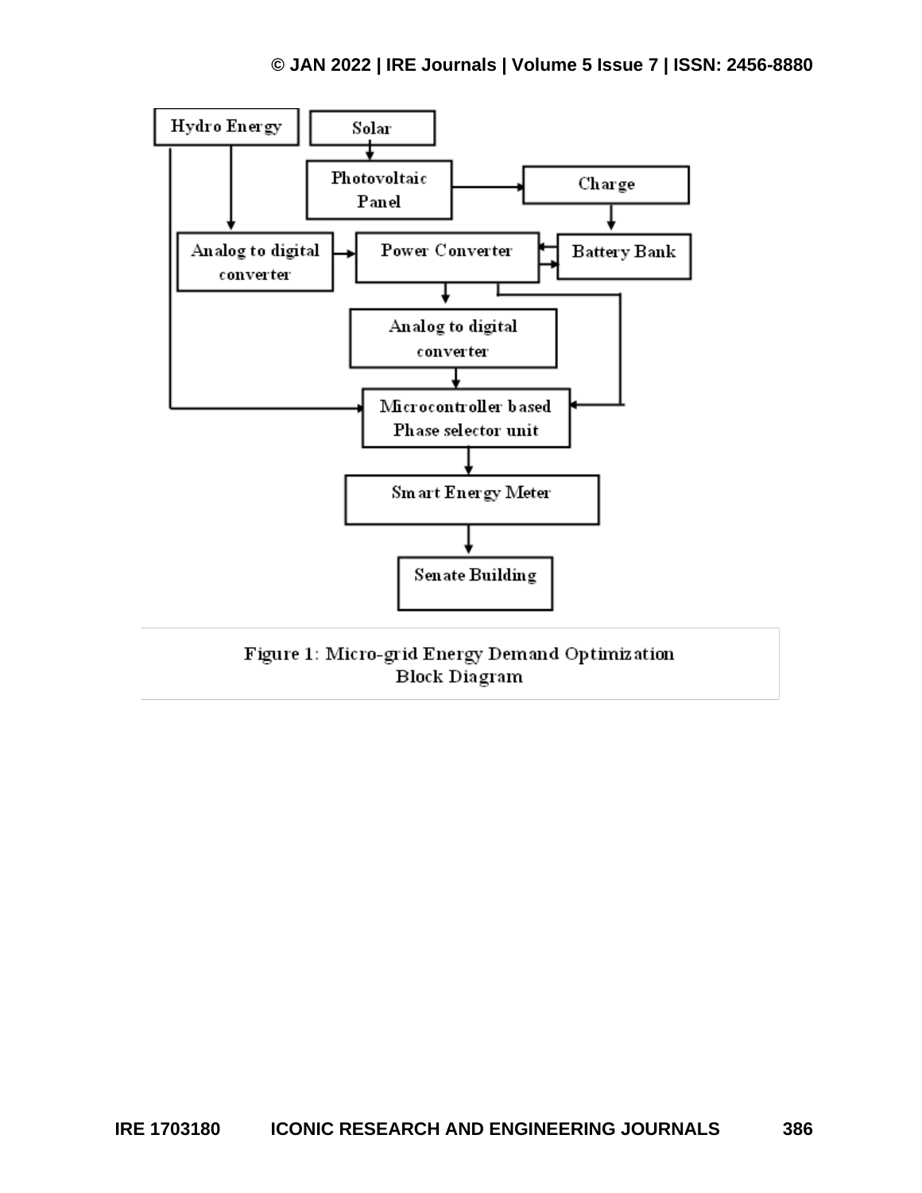Figure 1: Micro-grid Energy Demand Optimization Block Diagram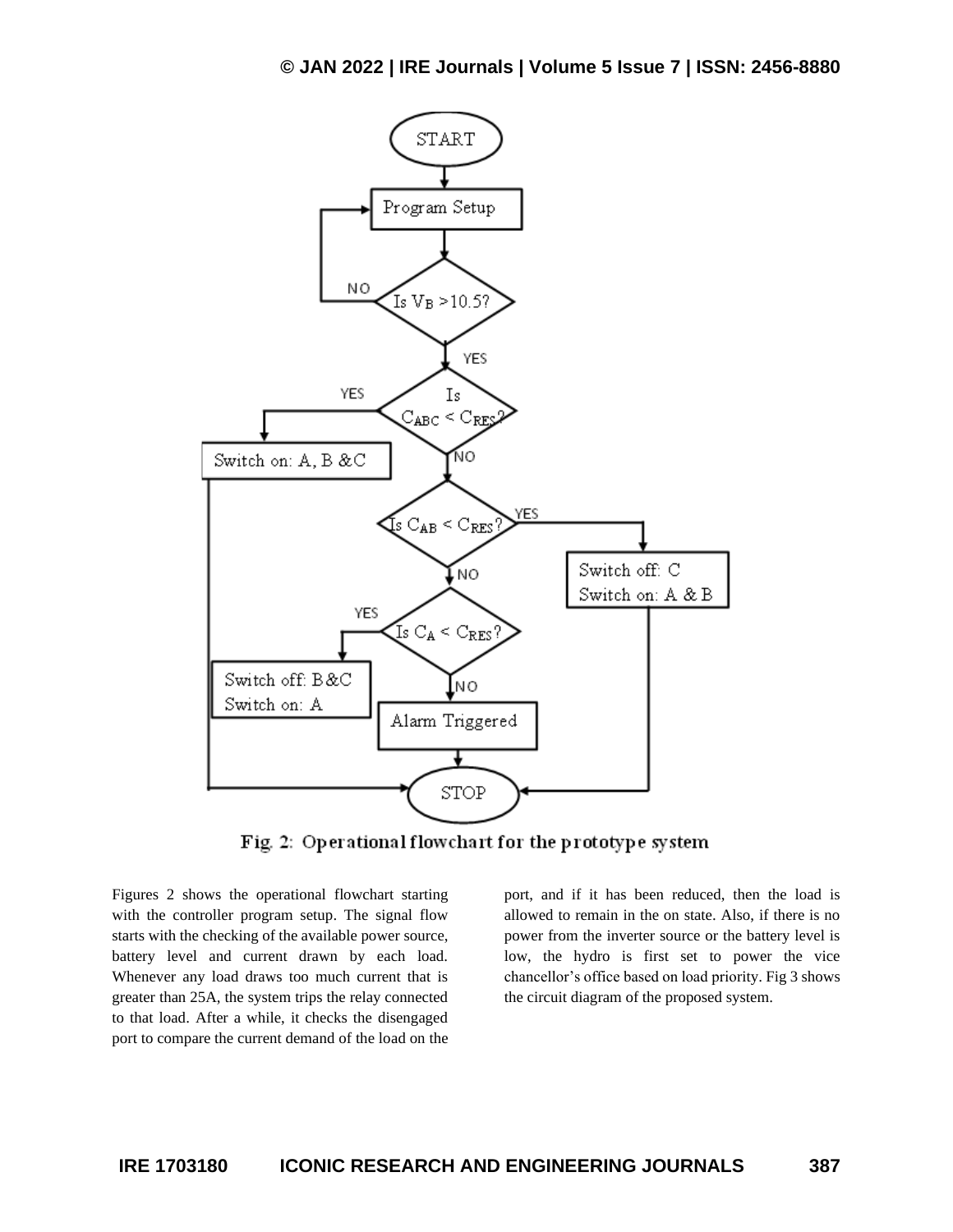Fig. 2: Operational flowchart for the prototype system

Figures 2 shows the operational flowchart starting with the controller program setup. The signal flow starts with the checking of the available power source, battery level and current drawn by each load. Whenever any load draws too much current that is greater than 25A, the system trips the relay connected to that load. After a while, it checks the disengaged port to compare the current demand of the load on the port, and if it has been reduced, then the load is allowed to remain in the on state. Also, if there is no power from the inverter source or the battery level is low, the hydro is first set to power the vice chancellor's office based on load priority. Fig 3 shows the circuit diagram of the proposed system.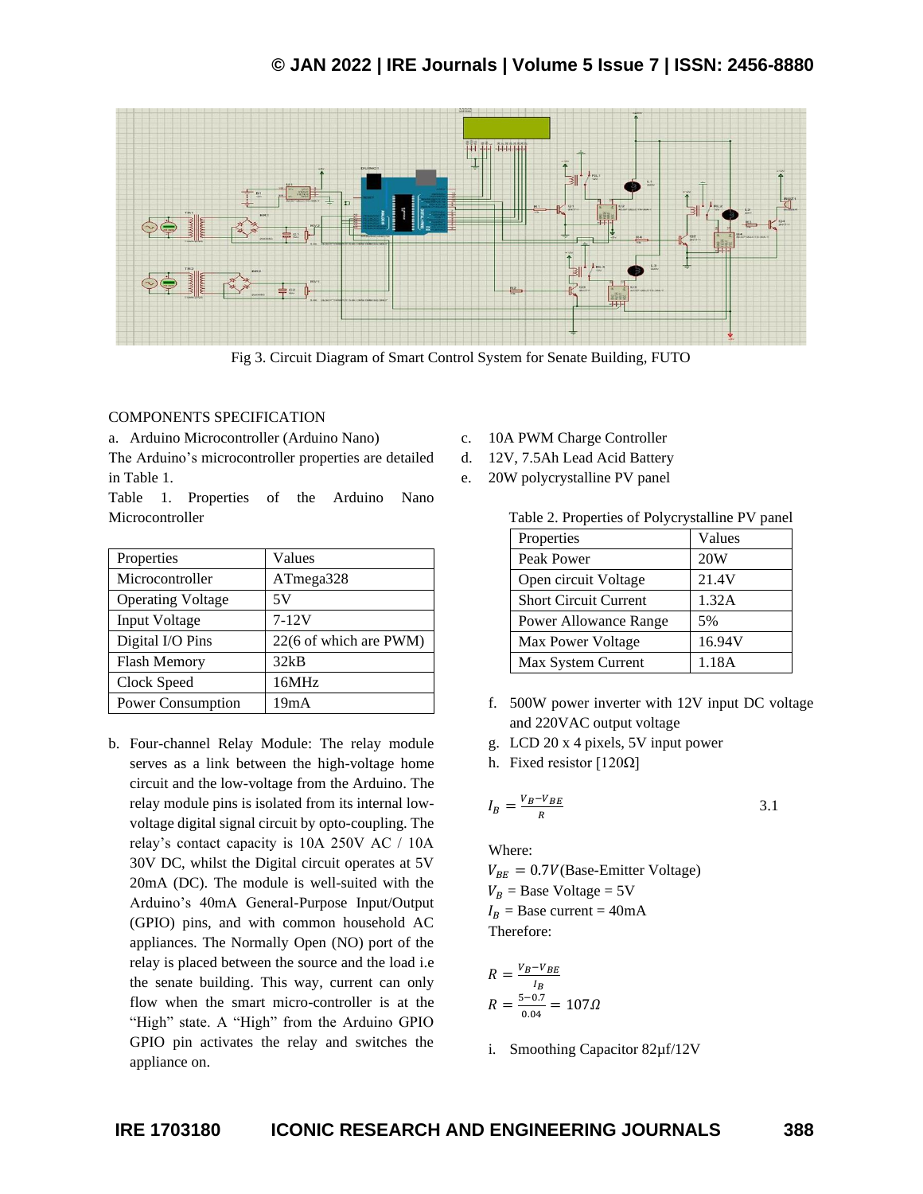Fig 3. Circuit Diagram of Smart Control System for Senate Building, FUTO

COMPONENTS SPECIFICATION

a. Arduino Microcontroller (Arduino Nano)

The Arduino's microcontroller properties are detailed in Table 1.

Table 1. Properties of the Arduino Nano Microcontroller

| Properties | Values |
|---|---|
| Microcontroller | ATmega328 |
| Operating Voltage | 5V |
| Input Voltage | 7-12V |
| Digital I/O Pins | 22(6 of which are PWM) |
| Flash Memory | 32kB |
| Clock Speed | 16MHz |
| Power Consumption | 19mA |

b. Four-channel Relay Module: The relay module serves as a link between the high-voltage home circuit and the low-voltage from the Arduino. The relay module pins is isolated from its internal low-voltage digital signal circuit by opto-coupling. The relay's contact capacity is 10A 250V AC / 10A 30V DC, whilst the Digital circuit operates at 5V 20mA (DC). The module is well-suited with the Arduino's 40mA General-Purpose Input/Output (GPIO) pins, and with common household AC appliances. The Normally Open (NO) port of the relay is placed between the source and the load i.e the senate building. This way, current can only flow when the smart micro-controller is at the "High" state. A "High" from the Arduino GPIO GPIO pin activates the relay and switches the appliance on.

c. 10A PWM Charge Controller

d. 12V, 7.5Ah Lead Acid Battery

e. 20W polycrystalline PV panel

Table 2. Properties of Polycrystalline PV panel

| Properties | Values |
|---|---|
| Peak Power | 20W |
| Open circuit Voltage | 21.4V |
| Short Circuit Current | 1.32A |
| Power Allowance Range | 5% |
| Max Power Voltage | 16.94V |
| Max System Current | 1.18A |

f. 500W power inverter with 12V input DC voltage and 220VAC output voltage

g. LCD 20 x 4 pixels, 5V input power

h. Fixed resistor [120Ω]

$$I_B = \frac{V_B - V_{BE}}{R} \quad (3.1)$$

Where:

$V_{BE} = 0.7V$ (Base-Emitter Voltage)

$V_B$ = Base Voltage = 5V

$I_B$ = Base current = 40mA

Therefore:

$$R = \frac{V_B - V_{BE}}{I_B}$$

$$R = \frac{5 - 0.7}{0.04} = 107\Omega$$

i. Smoothing Capacitor 82µf/12V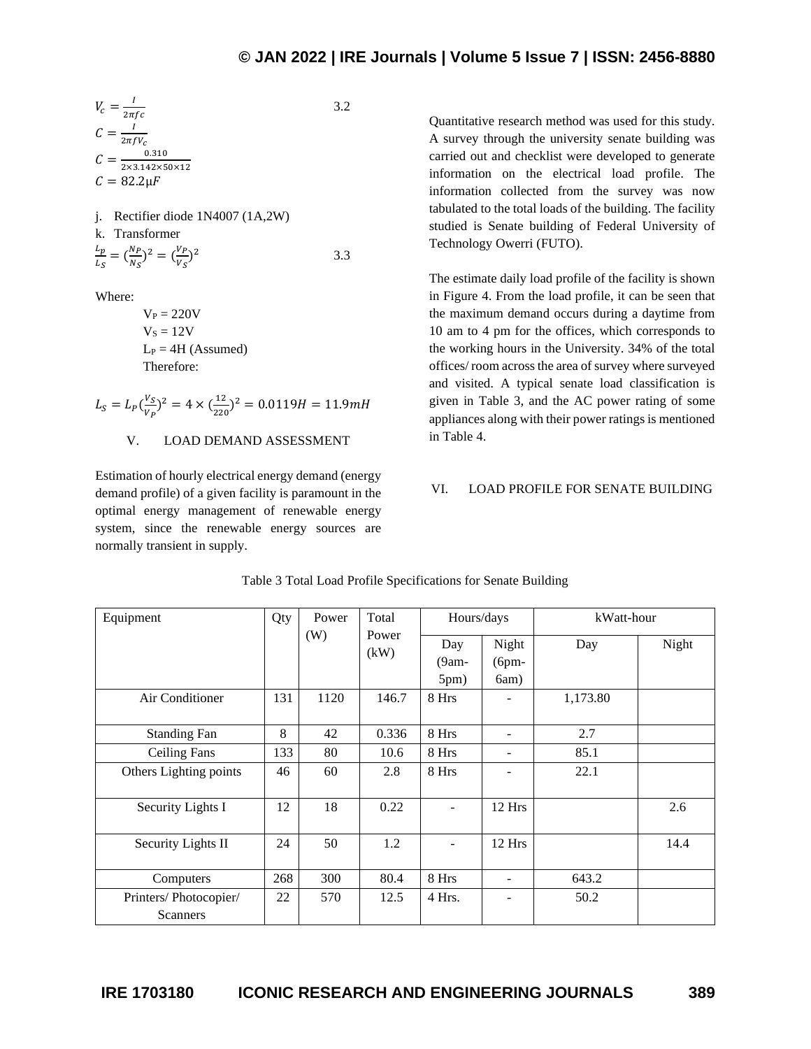$$V_c = \frac{I}{2\pi fc} \quad 3.2$$

$$C = \frac{I}{2\pi f V_c}$$

$$C = \frac{0.310}{2\times 3.142\times 50\times 12}$$

$$C = 82.2\mu F$$

j. Rectifier diode 1N4007 (1A,2W)

k. Transformer

$$\frac{L_p}{L_S} = (\frac{N_P}{N_S})^2 = (\frac{V_P}{V_S})^2 \quad 3.3$$

Where:

$V_P = 220V$
$V_S = 12V$
$L_P = 4H$ (Assumed)
Therefore:

$$L_S = L_P(\frac{V_S}{V_P})^2 = 4\times(\frac{12}{220})^2 = 0.0119H = 11.9mH$$

## V. LOAD DEMAND ASSESSMENT

Estimation of hourly electrical energy demand (energy demand profile) of a given facility is paramount in the optimal energy management of renewable energy system, since the renewable energy sources are normally transient in supply.

Quantitative research method was used for this study. A survey through the university senate building was carried out and checklist were developed to generate information on the electrical load profile. The information collected from the survey was now tabulated to the total loads of the building. The facility studied is Senate building of Federal University of Technology Owerri (FUTO).

The estimate daily load profile of the facility is shown in Figure 4. From the load profile, it can be seen that the maximum demand occurs during a daytime from 10 am to 4 pm for the offices, which corresponds to the working hours in the University. 34% of the total offices/ room across the area of survey where surveyed and visited. A typical senate load classification is given in Table 3, and the AC power rating of some appliances along with their power ratings is mentioned in Table 4.

## VI. LOAD PROFILE FOR SENATE BUILDING

Table 3 Total Load Profile Specifications for Senate Building

| Equipment | Qty | Power (W) | Total Power (kW) | Hours/days | | kWatt-hour | |
|---|---|---|---|---|---|---|---|
| | | | | Day (9am-5pm) | Night (6pm-6am) | Day | Night |
| Air Conditioner | 131 | 1120 | 146.7 | 8 Hrs | - | 1,173.80 | |
| Standing Fan | 8 | 42 | 0.336 | 8 Hrs | - | 2.7 | |
| Ceiling Fans | 133 | 80 | 10.6 | 8 Hrs | - | 85.1 | |
| Others Lighting points | 46 | 60 | 2.8 | 8 Hrs | - | 22.1 | |
| Security Lights I | 12 | 18 | 0.22 | - | 12 Hrs | | 2.6 |
| Security Lights II | 24 | 50 | 1.2 | - | 12 Hrs | | 14.4 |
| Computers | 268 | 300 | 80.4 | 8 Hrs | - | 643.2 | |
| Printers/ Photocopier/ Scanners | 22 | 570 | 12.5 | 4 Hrs. | - | 50.2 | |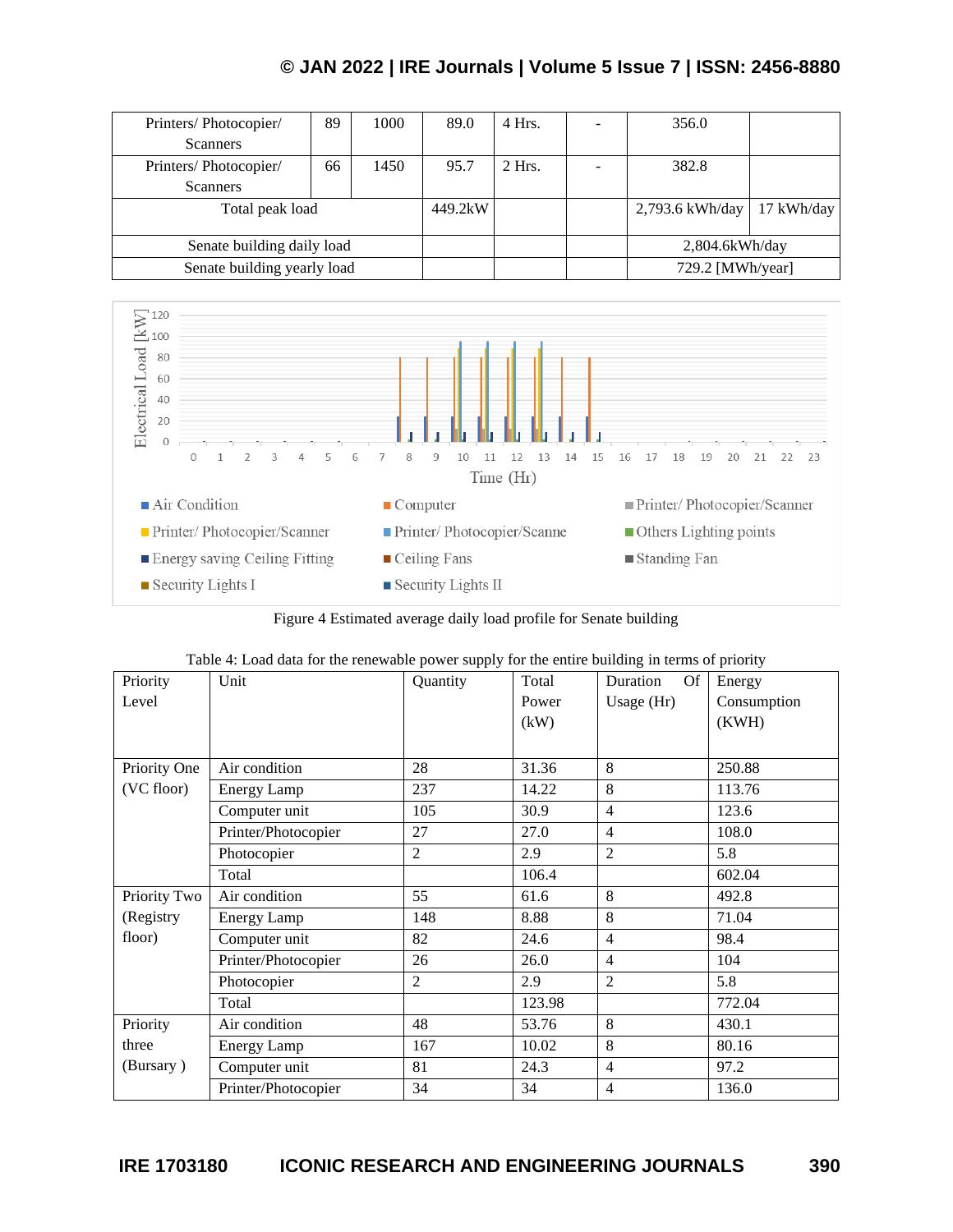| Printers/ Photocopier/ Scanners | 89 | 1000 | 89.0 | 4 Hrs. | - | 356.0 | |
|---|---|---|---|---|---|---|---|
| Printers/ Photocopier/ Scanners | 66 | 1450 | 95.7 | 2 Hrs. | - | 382.8 | |
| Total peak load | | | 449.2kW | | | 2,793.6 kWh/day | 17 kWh/day |
| Senate building daily load | | | | | | 2,804.6kWh/day | |
| Senate building yearly load | | | | | | 729.2 [MWh/year] | |

Figure 4 Estimated average daily load profile for Senate building

Table 4: Load data for the renewable power supply for the entire building in terms of priority

| Priority Level | Unit | Quantity | Total Power (kW) | Duration Of Usage (Hr) | Energy Consumption (KWH) |
|---|---|---|---|---|---|
| Priority One (VC floor) | Air condition | 28 | 31.36 | 8 | 250.88 |
| | Energy Lamp | 237 | 14.22 | 8 | 113.76 |
| | Computer unit | 105 | 30.9 | 4 | 123.6 |
| | Printer/Photocopier | 27 | 27.0 | 4 | 108.0 |
| | Photocopier | 2 | 2.9 | 2 | 5.8 |
| | Total | | 106.4 | | 602.04 |
| Priority Two (Registry floor) | Air condition | 55 | 61.6 | 8 | 492.8 |
| | Energy Lamp | 148 | 8.88 | 8 | 71.04 |
| | Computer unit | 82 | 24.6 | 4 | 98.4 |
| | Printer/Photocopier | 26 | 26.0 | 4 | 104 |
| | Photocopier | 2 | 2.9 | 2 | 5.8 |
| | Total | | 123.98 | | 772.04 |
| Priority three (Bursary ) | Air condition | 48 | 53.76 | 8 | 430.1 |
| | Energy Lamp | 167 | 10.02 | 8 | 80.16 |
| | Computer unit | 81 | 24.3 | 4 | 97.2 |
| | Printer/Photocopier | 34 | 34 | 4 | 136.0 |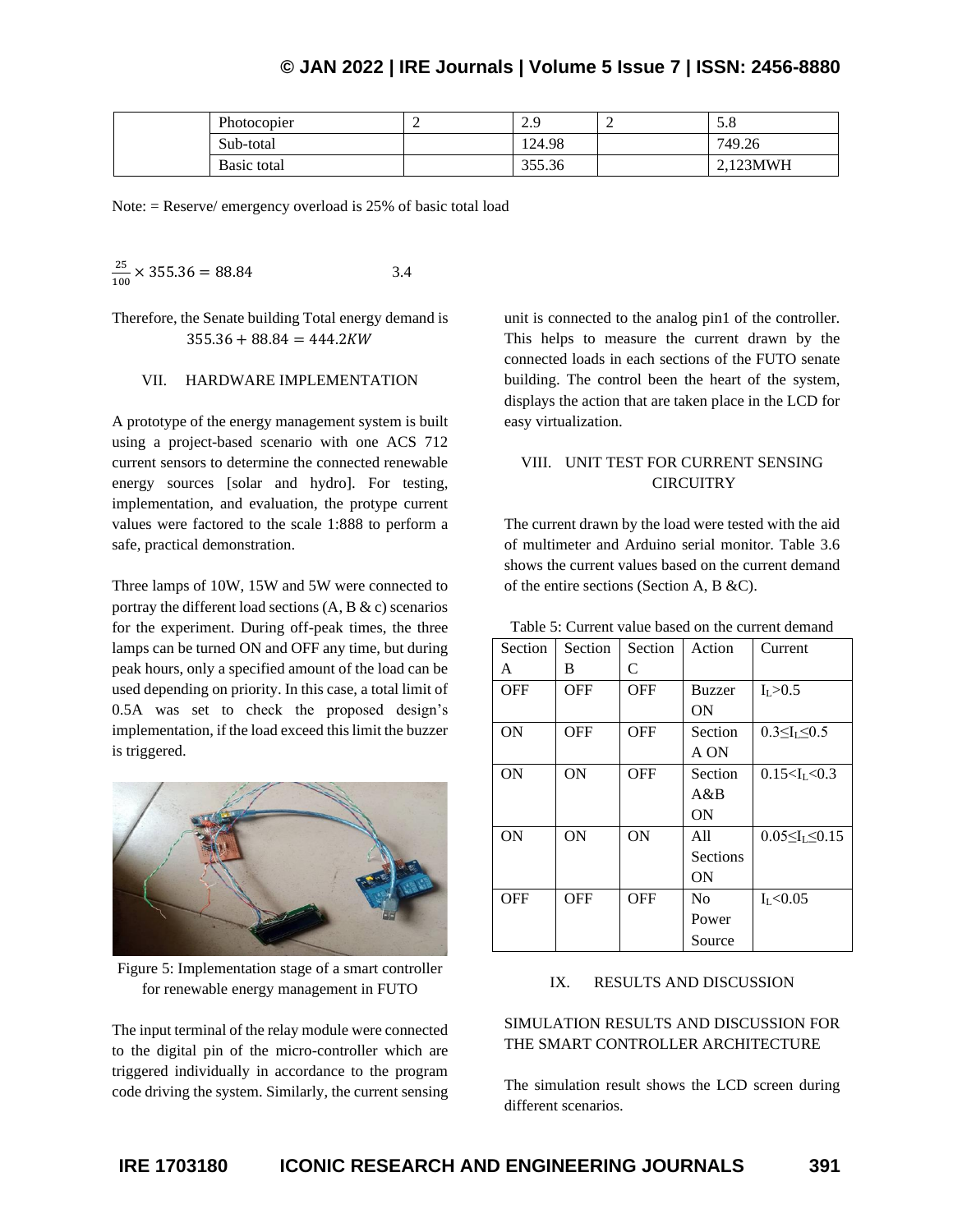|  | Photocopier | 2 | 2.9 | 2 | 5.8 |
|---|---|---|---|---|---|
|  | Sub-total |  | 124.98 |  | 749.26 |
|  | Basic total |  | 355.36 |  | 2,123MWH |

Note: = Reserve/ emergency overload is 25% of basic total load

$$\frac{25}{100} \times 355.36 = 88.84 \qquad 3.4$$

Therefore, the Senate building Total energy demand is

$$355.36 + 88.84 = 444.2KW$$

## VII. HARDWARE IMPLEMENTATION

A prototype of the energy management system is built using a project-based scenario with one ACS 712 current sensors to determine the connected renewable energy sources [solar and hydro]. For testing, implementation, and evaluation, the protype current values were factored to the scale 1:888 to perform a safe, practical demonstration.

Three lamps of 10W, 15W and 5W were connected to portray the different load sections (A, B & c) scenarios for the experiment. During off-peak times, the three lamps can be turned ON and OFF any time, but during peak hours, only a specified amount of the load can be used depending on priority. In this case, a total limit of 0.5A was set to check the proposed design's implementation, if the load exceed this limit the buzzer is triggered.

Figure 5: Implementation stage of a smart controller for renewable energy management in FUTO

The input terminal of the relay module were connected to the digital pin of the micro-controller which are triggered individually in accordance to the program code driving the system. Similarly, the current sensing unit is connected to the analog pin1 of the controller. This helps to measure the current drawn by the connected loads in each sections of the FUTO senate building. The control been the heart of the system, displays the action that are taken place in the LCD for easy virtualization.

## VIII. UNIT TEST FOR CURRENT SENSING CIRCUITRY

The current drawn by the load were tested with the aid of multimeter and Arduino serial monitor. Table 3.6 shows the current values based on the current demand of the entire sections (Section A, B &C).

Table 5: Current value based on the current demand

| Section A | Section B | Section C | Action | Current |
|---|---|---|---|---|
| OFF | OFF | OFF | Buzzer ON | $I_L > 0.5$ |
| ON | OFF | OFF | Section A ON | $0.3 \leq I_L \leq 0.5$ |
| ON | ON | OFF | Section A&B ON | $0.15 < I_L < 0.3$ |
| ON | ON | ON | All Sections ON | $0.05 \leq I_L \leq 0.15$ |
| OFF | OFF | OFF | No Power Source | $I_L < 0.05$ |

## IX. RESULTS AND DISCUSSION

### SIMULATION RESULTS AND DISCUSSION FOR THE SMART CONTROLLER ARCHITECTURE

The simulation result shows the LCD screen during different scenarios.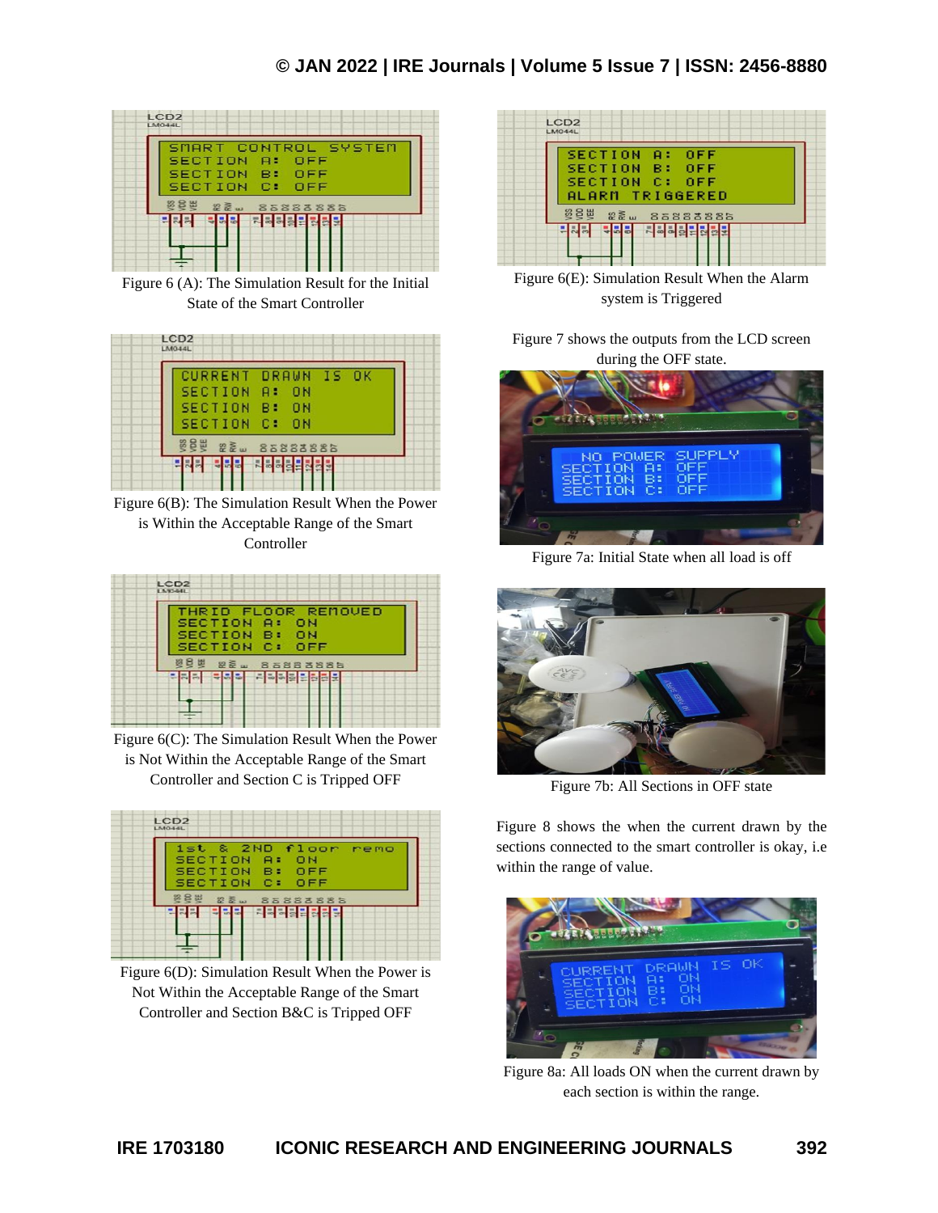Figure 6 (A): The Simulation Result for the Initial State of the Smart Controller

Figure 6(B): The Simulation Result When the Power is Within the Acceptable Range of the Smart Controller

Figure 6(C): The Simulation Result When the Power is Not Within the Acceptable Range of the Smart Controller and Section C is Tripped OFF

Figure 6(D): Simulation Result When the Power is Not Within the Acceptable Range of the Smart Controller and Section B&C is Tripped OFF

Figure 6(E): Simulation Result When the Alarm system is Triggered

Figure 7 shows the outputs from the LCD screen during the OFF state.

Figure 7a: Initial State when all load is off

Figure 7b: All Sections in OFF state

Figure 8 shows the when the current drawn by the sections connected to the smart controller is okay, i.e within the range of value.

Figure 8a: All loads ON when the current drawn by each section is within the range.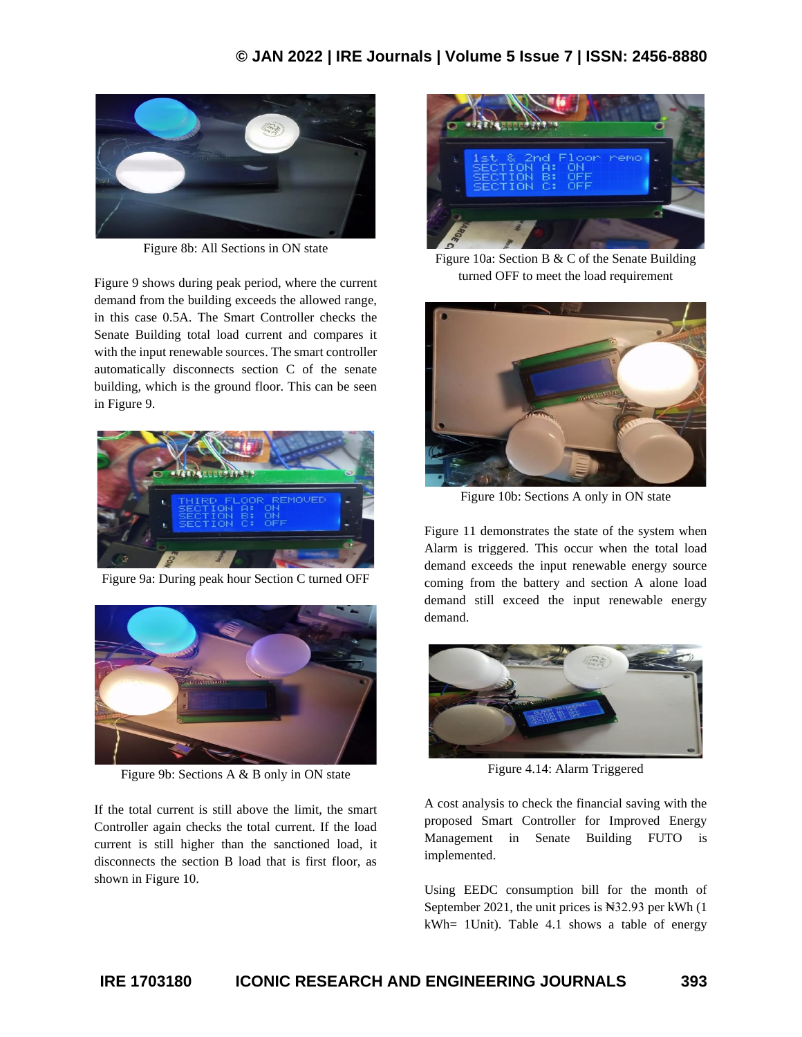Figure 8b: All Sections in ON state

Figure 9 shows during peak period, where the current demand from the building exceeds the allowed range, in this case 0.5A. The Smart Controller checks the Senate Building total load current and compares it with the input renewable sources. The smart controller automatically disconnects section C of the senate building, which is the ground floor. This can be seen in Figure 9.

Figure 9a: During peak hour Section C turned OFF

Figure 9b: Sections A & B only in ON state

If the total current is still above the limit, the smart Controller again checks the total current. If the load current is still higher than the sanctioned load, it disconnects the section B load that is first floor, as shown in Figure 10.

Figure 10a: Section B & C of the Senate Building turned OFF to meet the load requirement

Figure 10b: Sections A only in ON state

Figure 11 demonstrates the state of the system when Alarm is triggered. This occur when the total load demand exceeds the input renewable energy source coming from the battery and section A alone load demand still exceed the input renewable energy demand.

Figure 4.14: Alarm Triggered

A cost analysis to check the financial saving with the proposed Smart Controller for Improved Energy Management in Senate Building FUTO is implemented.

Using EEDC consumption bill for the month of September 2021, the unit prices is ₦32.93 per kWh (1 kWh= 1Unit). Table 4.1 shows a table of energy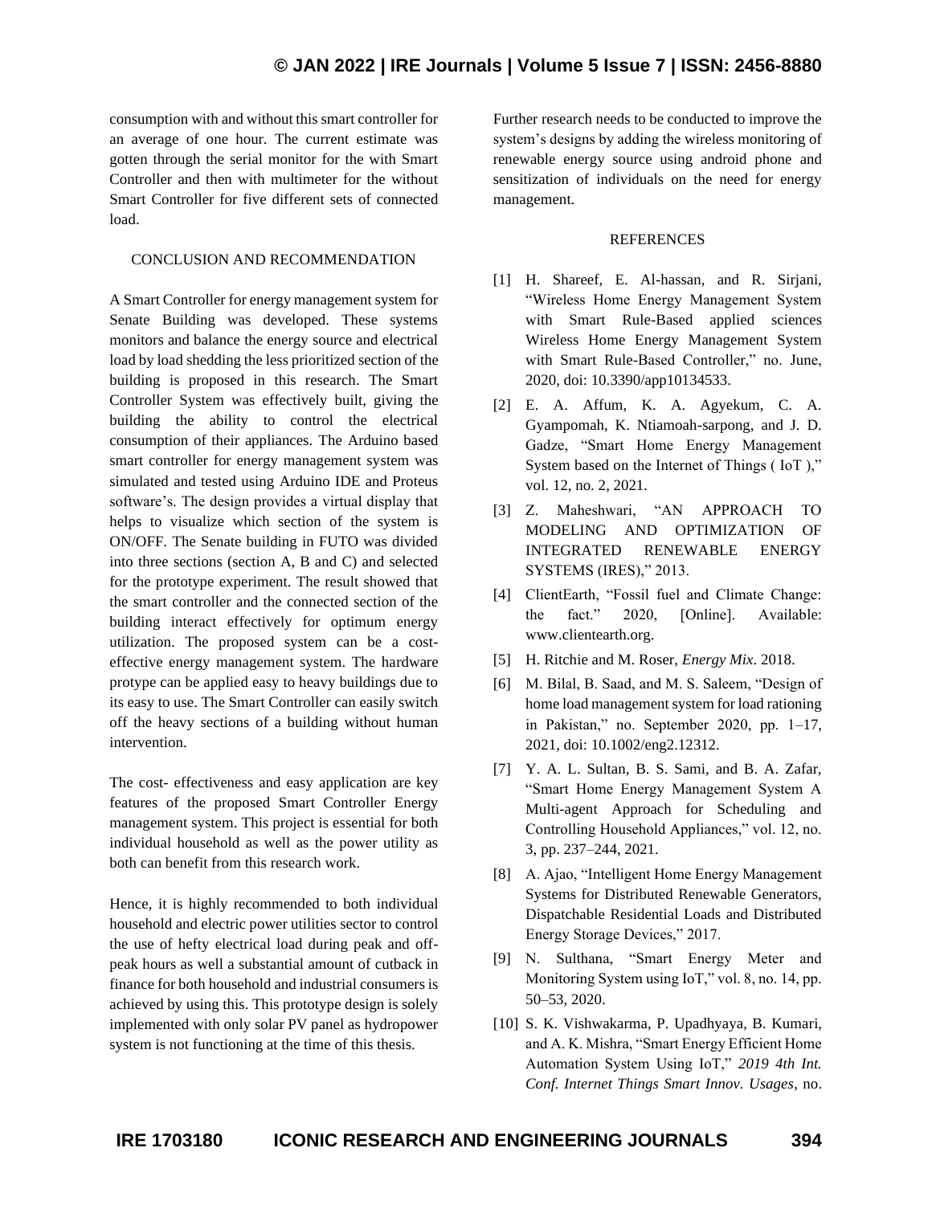consumption with and without this smart controller for an average of one hour. The current estimate was gotten through the serial monitor for the with Smart Controller and then with multimeter for the without Smart Controller for five different sets of connected load.

## CONCLUSION AND RECOMMENDATION

A Smart Controller for energy management system for Senate Building was developed. These systems monitors and balance the energy source and electrical load by load shedding the less prioritized section of the building is proposed in this research. The Smart Controller System was effectively built, giving the building the ability to control the electrical consumption of their appliances. The Arduino based smart controller for energy management system was simulated and tested using Arduino IDE and Proteus software's. The design provides a virtual display that helps to visualize which section of the system is ON/OFF. The Senate building in FUTO was divided into three sections (section A, B and C) and selected for the prototype experiment. The result showed that the smart controller and the connected section of the building interact effectively for optimum energy utilization. The proposed system can be a cost-effective energy management system. The hardware protype can be applied easy to heavy buildings due to its easy to use. The Smart Controller can easily switch off the heavy sections of a building without human intervention.

The cost- effectiveness and easy application are key features of the proposed Smart Controller Energy management system. This project is essential for both individual household as well as the power utility as both can benefit from this research work.

Hence, it is highly recommended to both individual household and electric power utilities sector to control the use of hefty electrical load during peak and off-peak hours as well a substantial amount of cutback in finance for both household and industrial consumers is achieved by using this. This prototype design is solely implemented with only solar PV panel as hydropower system is not functioning at the time of this thesis.

Further research needs to be conducted to improve the system's designs by adding the wireless monitoring of renewable energy source using android phone and sensitization of individuals on the need for energy management.

## REFERENCES

[1] H. Shareef, E. Al-hassan, and R. Sirjani, "Wireless Home Energy Management System with Smart Rule-Based applied sciences Wireless Home Energy Management System with Smart Rule-Based Controller," no. June, 2020, doi: 10.3390/app10134533.

[2] E. A. Affum, K. A. Agyekum, C. A. Gyampomah, K. Ntiamoah-sarpong, and J. D. Gadze, "Smart Home Energy Management System based on the Internet of Things ( IoT )," vol. 12, no. 2, 2021.

[3] Z. Maheshwari, "AN APPROACH TO MODELING AND OPTIMIZATION OF INTEGRATED RENEWABLE ENERGY SYSTEMS (IRES)," 2013.

[4] ClientEarth, "Fossil fuel and Climate Change: the fact." 2020, [Online]. Available: www.clientearth.org.

[5] H. Ritchie and M. Roser, *Energy Mix*. 2018.

[6] M. Bilal, B. Saad, and M. S. Saleem, "Design of home load management system for load rationing in Pakistan," no. September 2020, pp. 1–17, 2021, doi: 10.1002/eng2.12312.

[7] Y. A. L. Sultan, B. S. Sami, and B. A. Zafar, "Smart Home Energy Management System A Multi-agent Approach for Scheduling and Controlling Household Appliances," vol. 12, no. 3, pp. 237–244, 2021.

[8] A. Ajao, "Intelligent Home Energy Management Systems for Distributed Renewable Generators, Dispatchable Residential Loads and Distributed Energy Storage Devices," 2017.

[9] N. Sulthana, "Smart Energy Meter and Monitoring System using IoT," vol. 8, no. 14, pp. 50–53, 2020.

[10] S. K. Vishwakarma, P. Upadhyaya, B. Kumari, and A. K. Mishra, "Smart Energy Efficient Home Automation System Using IoT," *2019 4th Int. Conf. Internet Things Smart Innov. Usages*, no.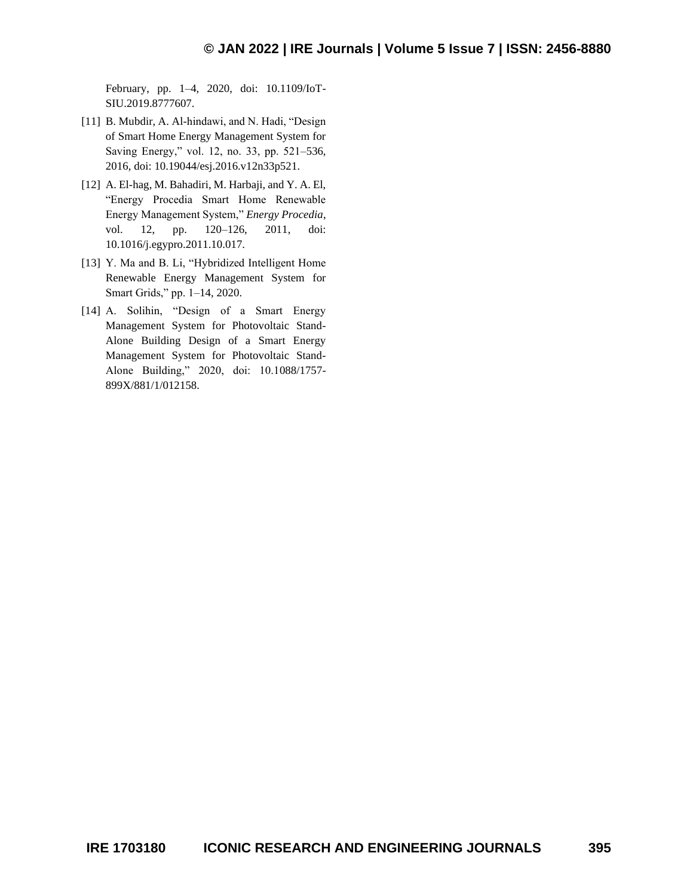February, pp. 1–4, 2020, doi: 10.1109/IoT-SIU.2019.8777607.

[11] B. Mubdir, A. Al-hindawi, and N. Hadi, "Design of Smart Home Energy Management System for Saving Energy," vol. 12, no. 33, pp. 521–536, 2016, doi: 10.19044/esj.2016.v12n33p521.

[12] A. El-hag, M. Bahadiri, M. Harbaji, and Y. A. El, "Energy Procedia Smart Home Renewable Energy Management System," *Energy Procedia*, vol. 12, pp. 120–126, 2011, doi: 10.1016/j.egypro.2011.10.017.

[13] Y. Ma and B. Li, "Hybridized Intelligent Home Renewable Energy Management System for Smart Grids," pp. 1–14, 2020.

[14] A. Solihin, "Design of a Smart Energy Management System for Photovoltaic Stand-Alone Building Design of a Smart Energy Management System for Photovoltaic Stand-Alone Building," 2020, doi: 10.1088/1757-899X/881/1/012158.